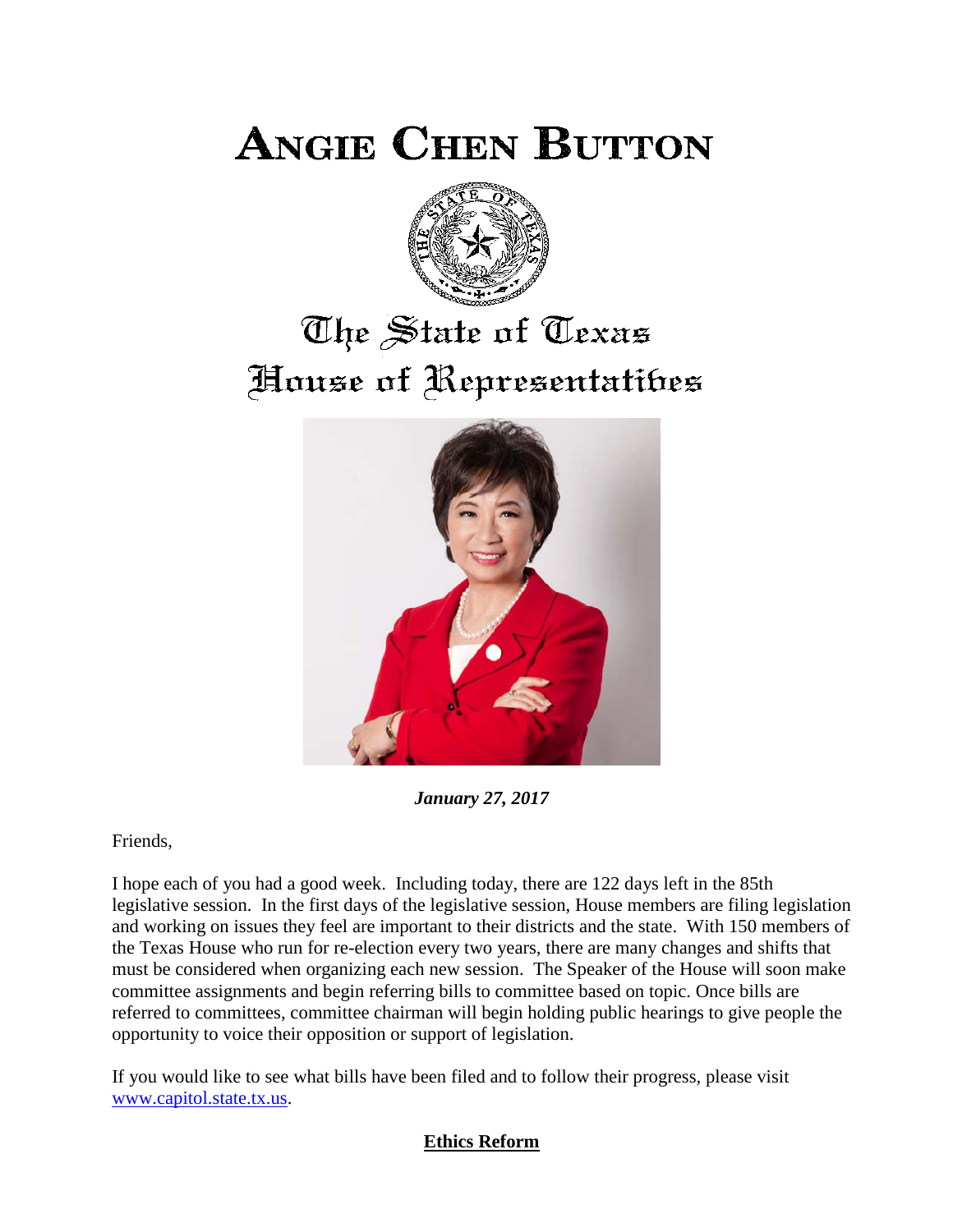# ANGIE CHEN BUTTON

## The State of Texas
## House of Representatives

***January 27, 2017***

Friends,

I hope each of you had a good week. Including today, there are 122 days left in the 85th legislative session. In the first days of the legislative session, House members are filing legislation and working on issues they feel are important to their districts and the state. With 150 members of the Texas House who run for re-election every two years, there are many changes and shifts that must be considered when organizing each new session. The Speaker of the House will soon make committee assignments and begin referring bills to committee based on topic. Once bills are referred to committees, committee chairman will begin holding public hearings to give people the opportunity to voice their opposition or support of legislation.

If you would like to see what bills have been filed and to follow their progress, please visit [www.capitol.state.tx.us](http://www.capitol.state.tx.us).

**Ethics Reform**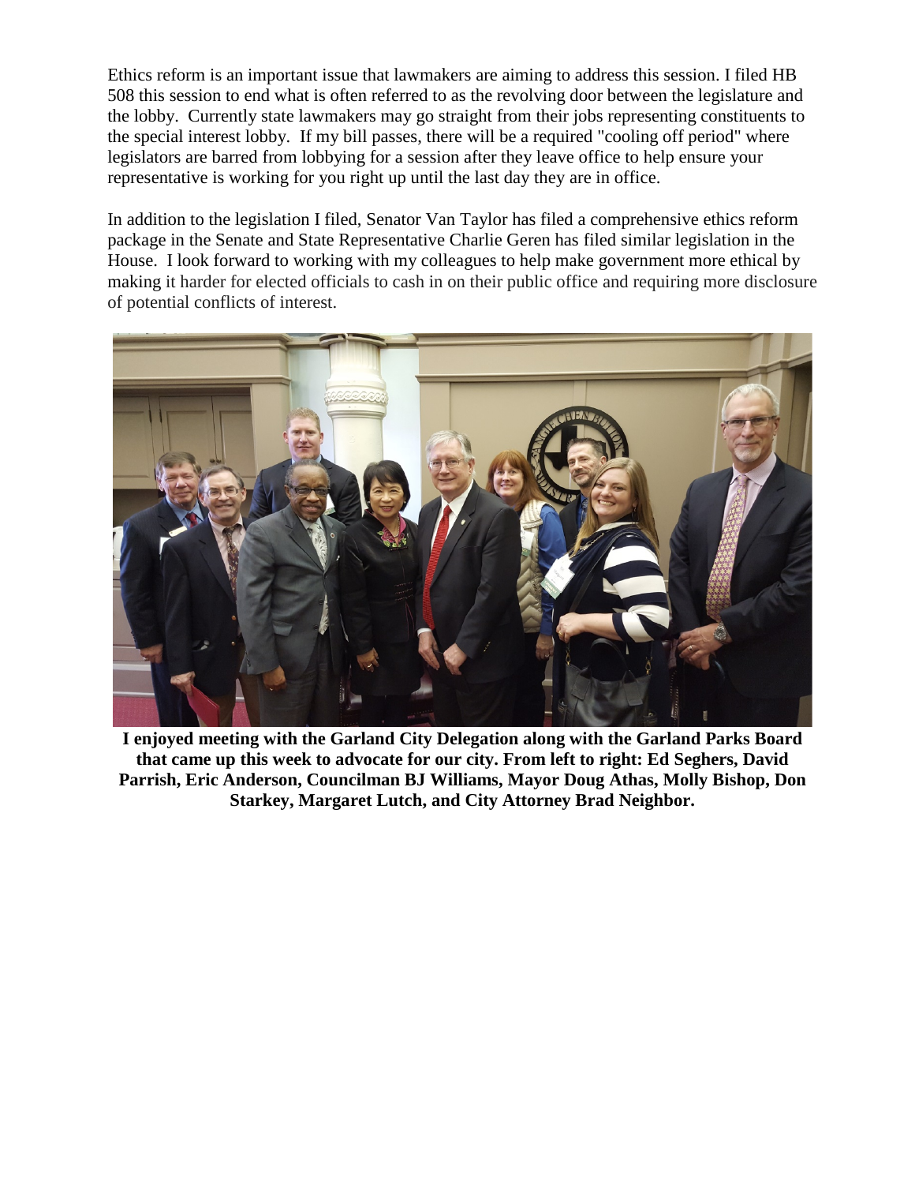Ethics reform is an important issue that lawmakers are aiming to address this session. I filed HB 508 this session to end what is often referred to as the revolving door between the legislature and the lobby. Currently state lawmakers may go straight from their jobs representing constituents to the special interest lobby. If my bill passes, there will be a required "cooling off period" where legislators are barred from lobbying for a session after they leave office to help ensure your representative is working for you right up until the last day they are in office.

In addition to the legislation I filed, Senator Van Taylor has filed a comprehensive ethics reform package in the Senate and State Representative Charlie Geren has filed similar legislation in the House. I look forward to working with my colleagues to help make government more ethical by making it harder for elected officials to cash in on their public office and requiring more disclosure of potential conflicts of interest.

**I enjoyed meeting with the Garland City Delegation along with the Garland Parks Board that came up this week to advocate for our city. From left to right: Ed Seghers, David Parrish, Eric Anderson, Councilman BJ Williams, Mayor Doug Athas, Molly Bishop, Don Starkey, Margaret Lutch, and City Attorney Brad Neighbor.**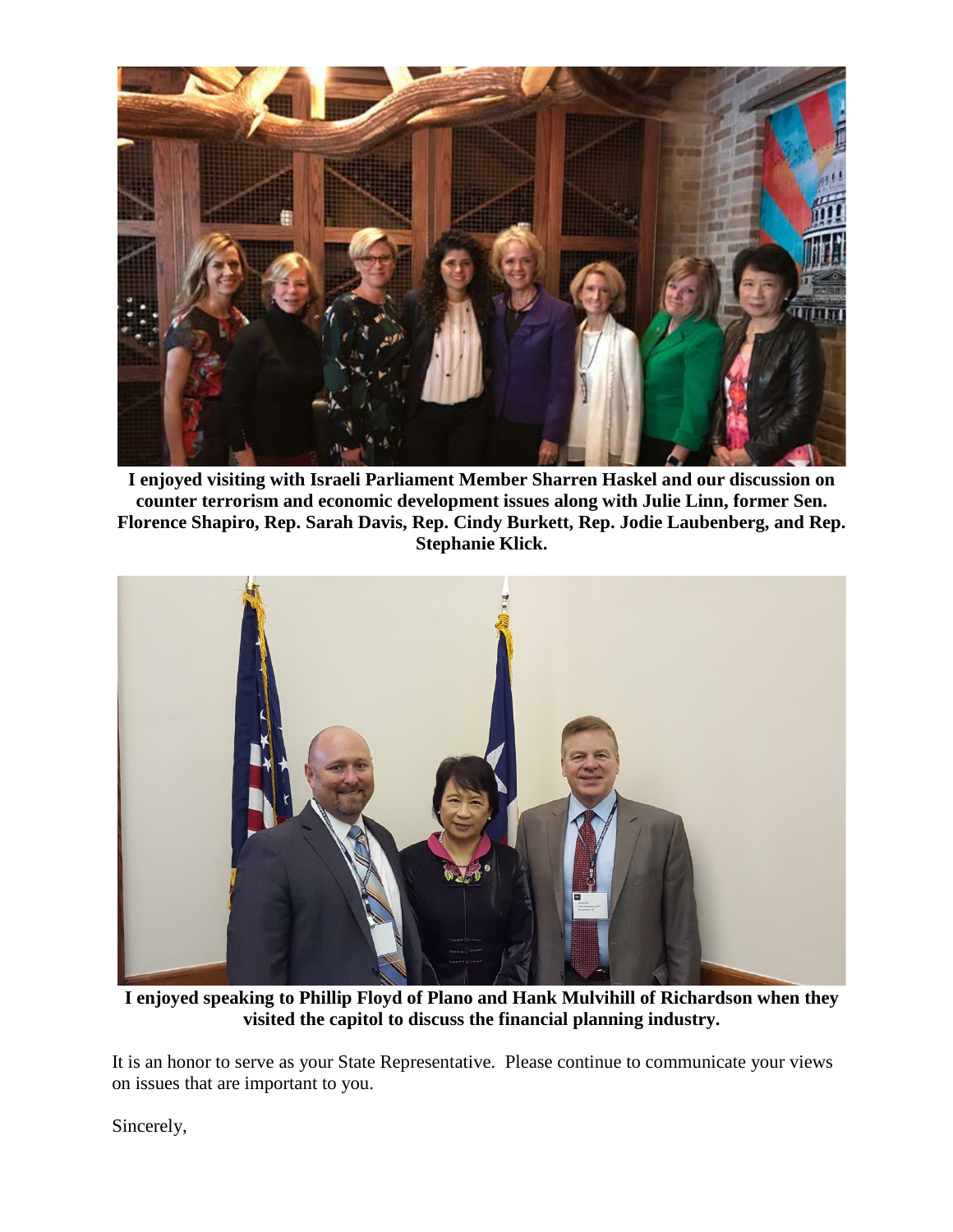**I enjoyed visiting with Israeli Parliament Member Sharren Haskel and our discussion on counter terrorism and economic development issues along with Julie Linn, former Sen. Florence Shapiro, Rep. Sarah Davis, Rep. Cindy Burkett, Rep. Jodie Laubenberg, and Rep. Stephanie Klick.**

**I enjoyed speaking to Phillip Floyd of Plano and Hank Mulvihill of Richardson when they visited the capitol to discuss the financial planning industry.**

It is an honor to serve as your State Representative. Please continue to communicate your views on issues that are important to you.

Sincerely,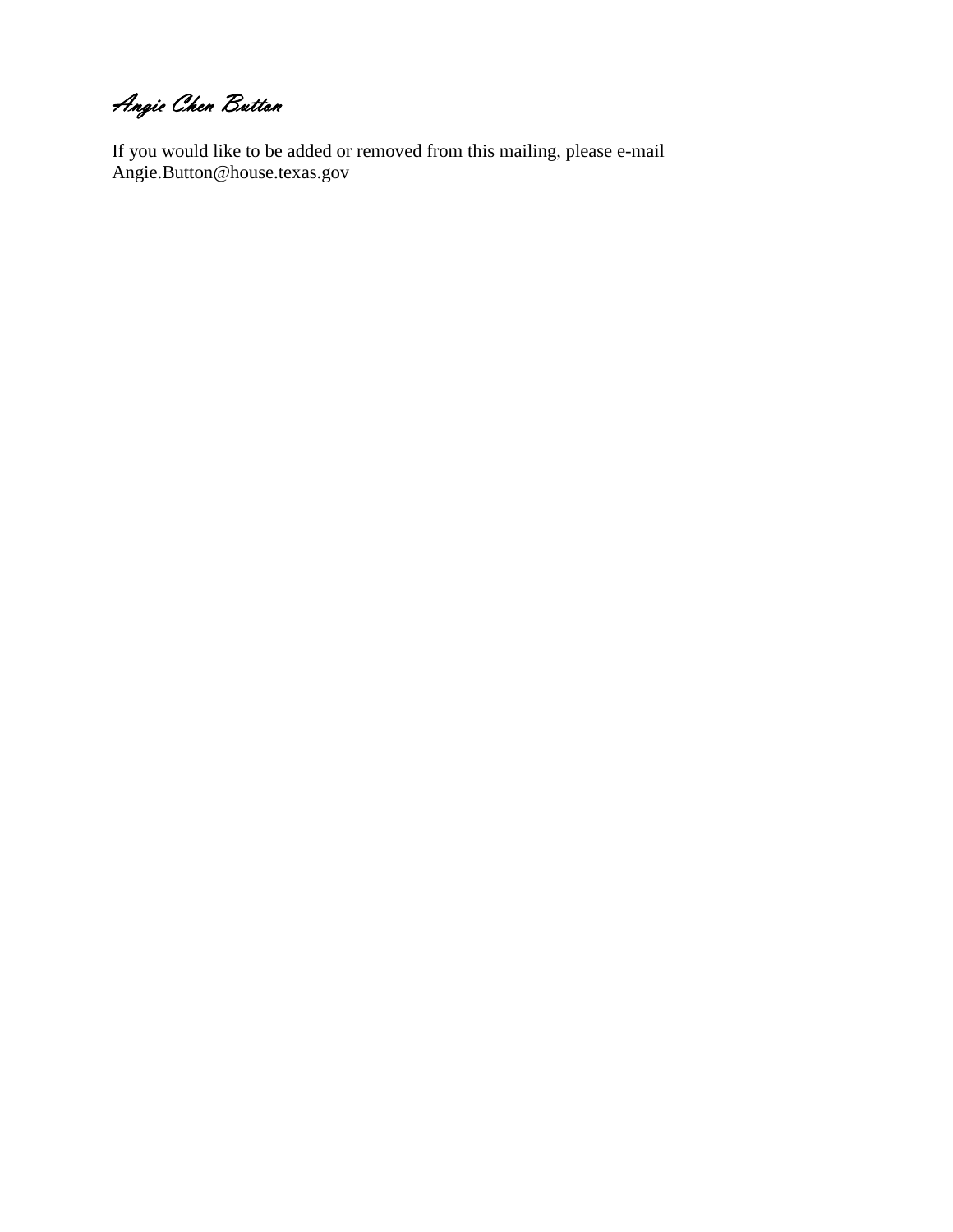*Angie Chen Button*

If you would like to be added or removed from this mailing, please e-mail Angie.Button@house.texas.gov